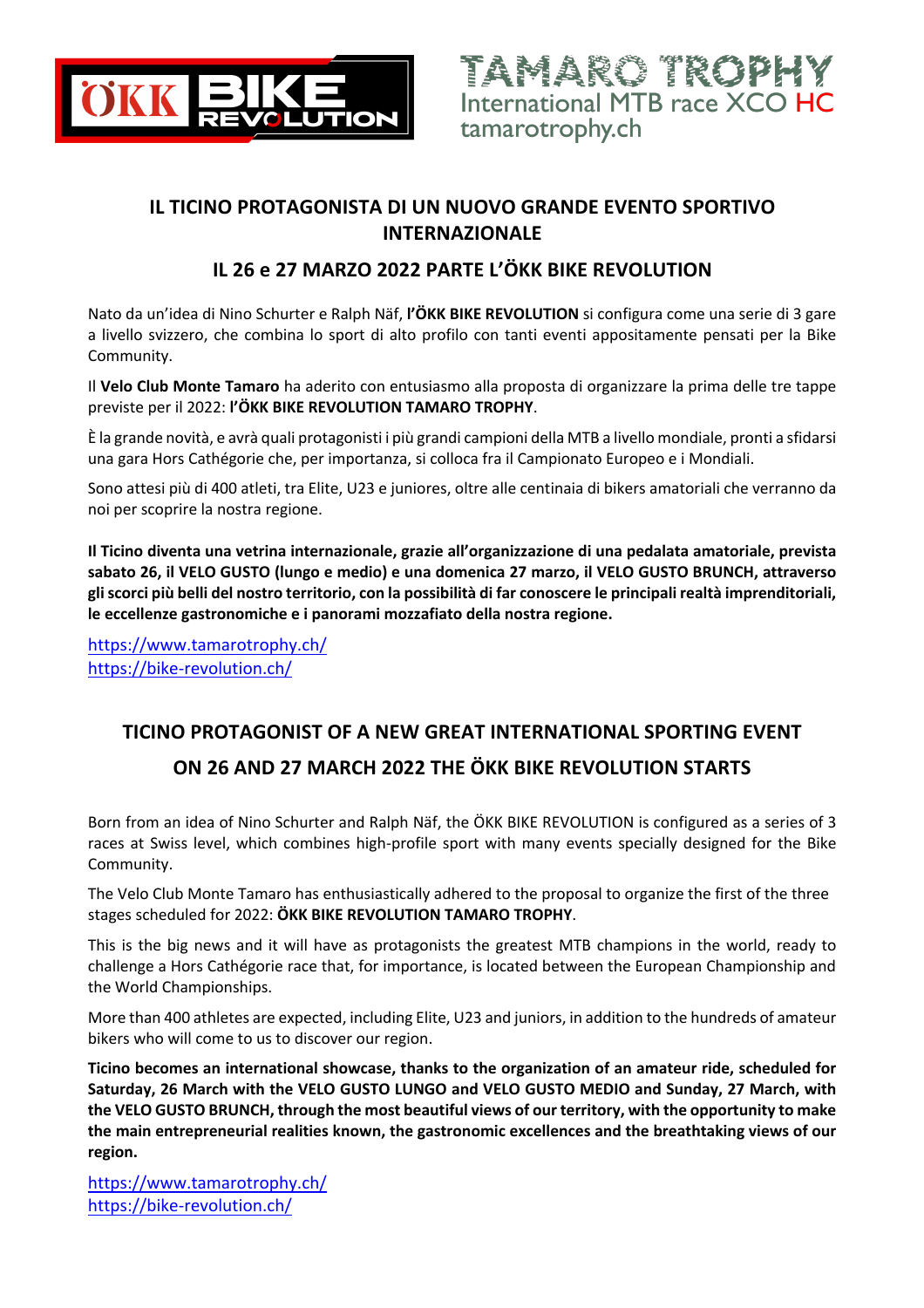ÖKK BIKE REVOLUTION

TAMARO TROPHY
International MTB race XCO HC
tamarotrophy.ch

## IL TICINO PROTAGONISTA DI UN NUOVO GRANDE EVENTO SPORTIVO INTERNAZIONALE

## IL 26 e 27 MARZO 2022 PARTE L'ÖKK BIKE REVOLUTION

Nato da un'idea di Nino Schurter e Ralph Näf, **l'ÖKK BIKE REVOLUTION** si configura come una serie di 3 gare a livello svizzero, che combina lo sport di alto profilo con tanti eventi appositamente pensati per la Bike Community.

Il **Velo Club Monte Tamaro** ha aderito con entusiasmo alla proposta di organizzare la prima delle tre tappe previste per il 2022: **l'ÖKK BIKE REVOLUTION TAMARO TROPHY**.

È la grande novità, e avrà quali protagonisti i più grandi campioni della MTB a livello mondiale, pronti a sfidarsi una gara Hors Cathégorie che, per importanza, si colloca fra il Campionato Europeo e i Mondiali.

Sono attesi più di 400 atleti, tra Elite, U23 e juniores, oltre alle centinaia di bikers amatoriali che verranno da noi per scoprire la nostra regione.

**Il Ticino diventa una vetrina internazionale, grazie all'organizzazione di una pedalata amatoriale, prevista sabato 26, il VELO GUSTO (lungo e medio) e una domenica 27 marzo, il VELO GUSTO BRUNCH, attraverso gli scorci più belli del nostro territorio, con la possibilità di far conoscere le principali realtà imprenditoriali, le eccellenze gastronomiche e i panorami mozzafiato della nostra regione.**

https://www.tamarotrophy.ch/
https://bike-revolution.ch/

## TICINO PROTAGONIST OF A NEW GREAT INTERNATIONAL SPORTING EVENT

## ON 26 AND 27 MARCH 2022 THE ÖKK BIKE REVOLUTION STARTS

Born from an idea of Nino Schurter and Ralph Näf, the ÖKK BIKE REVOLUTION is configured as a series of 3 races at Swiss level, which combines high-profile sport with many events specially designed for the Bike Community.

The Velo Club Monte Tamaro has enthusiastically adhered to the proposal to organize the first of the three stages scheduled for 2022: **ÖKK BIKE REVOLUTION TAMARO TROPHY**.

This is the big news and it will have as protagonists the greatest MTB champions in the world, ready to challenge a Hors Cathégorie race that, for importance, is located between the European Championship and the World Championships.

More than 400 athletes are expected, including Elite, U23 and juniors, in addition to the hundreds of amateur bikers who will come to us to discover our region.

**Ticino becomes an international showcase, thanks to the organization of an amateur ride, scheduled for Saturday, 26 March with the VELO GUSTO LUNGO and VELO GUSTO MEDIO and Sunday, 27 March, with the VELO GUSTO BRUNCH, through the most beautiful views of our territory, with the opportunity to make the main entrepreneurial realities known, the gastronomic excellences and the breathtaking views of our region.**

https://www.tamarotrophy.ch/
https://bike-revolution.ch/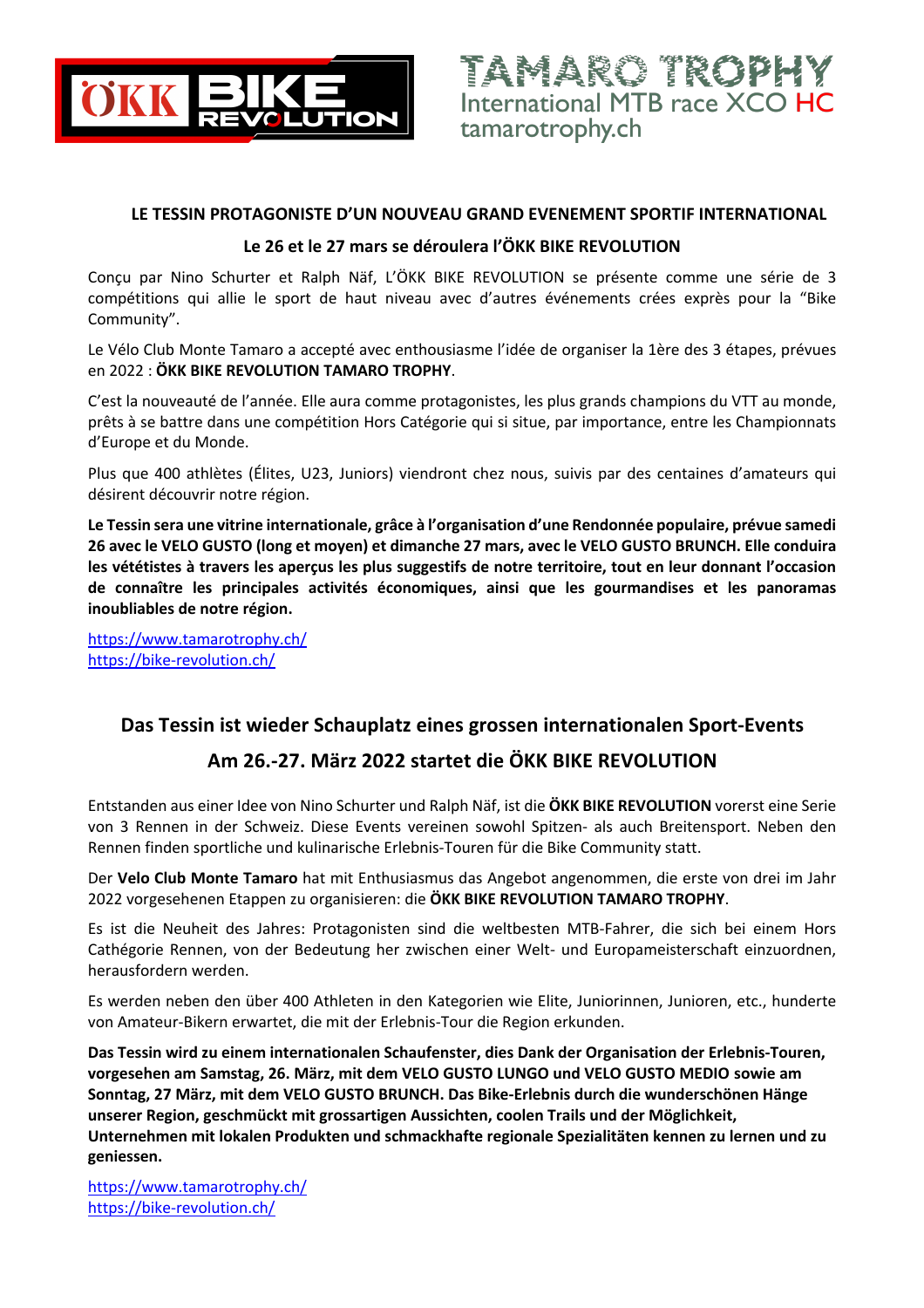ÖKK BIKE REVOLUTION

TAMARO TROPHY
International MTB race XCO HC
tamarotrophy.ch

## LE TESSIN PROTAGONISTE D'UN NOUVEAU GRAND EVENEMENT SPORTIF INTERNATIONAL

### Le 26 et le 27 mars se déroulera l'ÖKK BIKE REVOLUTION

Conçu par Nino Schurter et Ralph Näf, L'ÖKK BIKE REVOLUTION se présente comme une série de 3 compétitions qui allie le sport de haut niveau avec d'autres événements crées exprès pour la "Bike Community".

Le Vélo Club Monte Tamaro a accepté avec enthousiasme l'idée de organiser la 1ère des 3 étapes, prévues en 2022 : **ÖKK BIKE REVOLUTION TAMARO TROPHY**.

C'est la nouveauté de l'année. Elle aura comme protagonistes, les plus grands champions du VTT au monde, prêts à se battre dans une compétition Hors Catégorie qui si situe, par importance, entre les Championnats d'Europe et du Monde.

Plus que 400 athlètes (Élites, U23, Juniors) viendront chez nous, suivis par des centaines d'amateurs qui désirent découvrir notre région.

**Le Tessin sera une vitrine internationale, grâce à l'organisation d'une Rendonnée populaire, prévue samedi 26 avec le VELO GUSTO (long et moyen) et dimanche 27 mars, avec le VELO GUSTO BRUNCH. Elle conduira les vététistes à travers les aperçus les plus suggestifs de notre territoire, tout en leur donnant l'occasion de connaître les principales activités économiques, ainsi que les gourmandises et les panoramas inoubliables de notre région.**

https://www.tamarotrophy.ch/
https://bike-revolution.ch/

## Das Tessin ist wieder Schauplatz eines grossen internationalen Sport-Events

### Am 26.-27. März 2022 startet die ÖKK BIKE REVOLUTION

Entstanden aus einer Idee von Nino Schurter und Ralph Näf, ist die **ÖKK BIKE REVOLUTION** vorerst eine Serie von 3 Rennen in der Schweiz. Diese Events vereinen sowohl Spitzen- als auch Breitensport. Neben den Rennen finden sportliche und kulinarische Erlebnis-Touren für die Bike Community statt.

Der **Velo Club Monte Tamaro** hat mit Enthusiasmus das Angebot angenommen, die erste von drei im Jahr 2022 vorgesehenen Etappen zu organisieren: die **ÖKK BIKE REVOLUTION TAMARO TROPHY**.

Es ist die Neuheit des Jahres: Protagonisten sind die weltbesten MTB-Fahrer, die sich bei einem Hors Cathégorie Rennen, von der Bedeutung her zwischen einer Welt- und Europameisterschaft einzuordnen, herausfordern werden.

Es werden neben den über 400 Athleten in den Kategorien wie Elite, Juniorinnen, Junioren, etc., hunderte von Amateur-Bikern erwartet, die mit der Erlebnis-Tour die Region erkunden.

**Das Tessin wird zu einem internationalen Schaufenster, dies Dank der Organisation der Erlebnis-Touren, vorgesehen am Samstag, 26. März, mit dem VELO GUSTO LUNGO und VELO GUSTO MEDIO sowie am Sonntag, 27 März, mit dem VELO GUSTO BRUNCH. Das Bike-Erlebnis durch die wunderschönen Hänge unserer Region, geschmückt mit grossartigen Aussichten, coolen Trails und der Möglichkeit, Unternehmen mit lokalen Produkten und schmackhafte regionale Spezialitäten kennen zu lernen und zu geniessen.**

https://www.tamarotrophy.ch/
https://bike-revolution.ch/